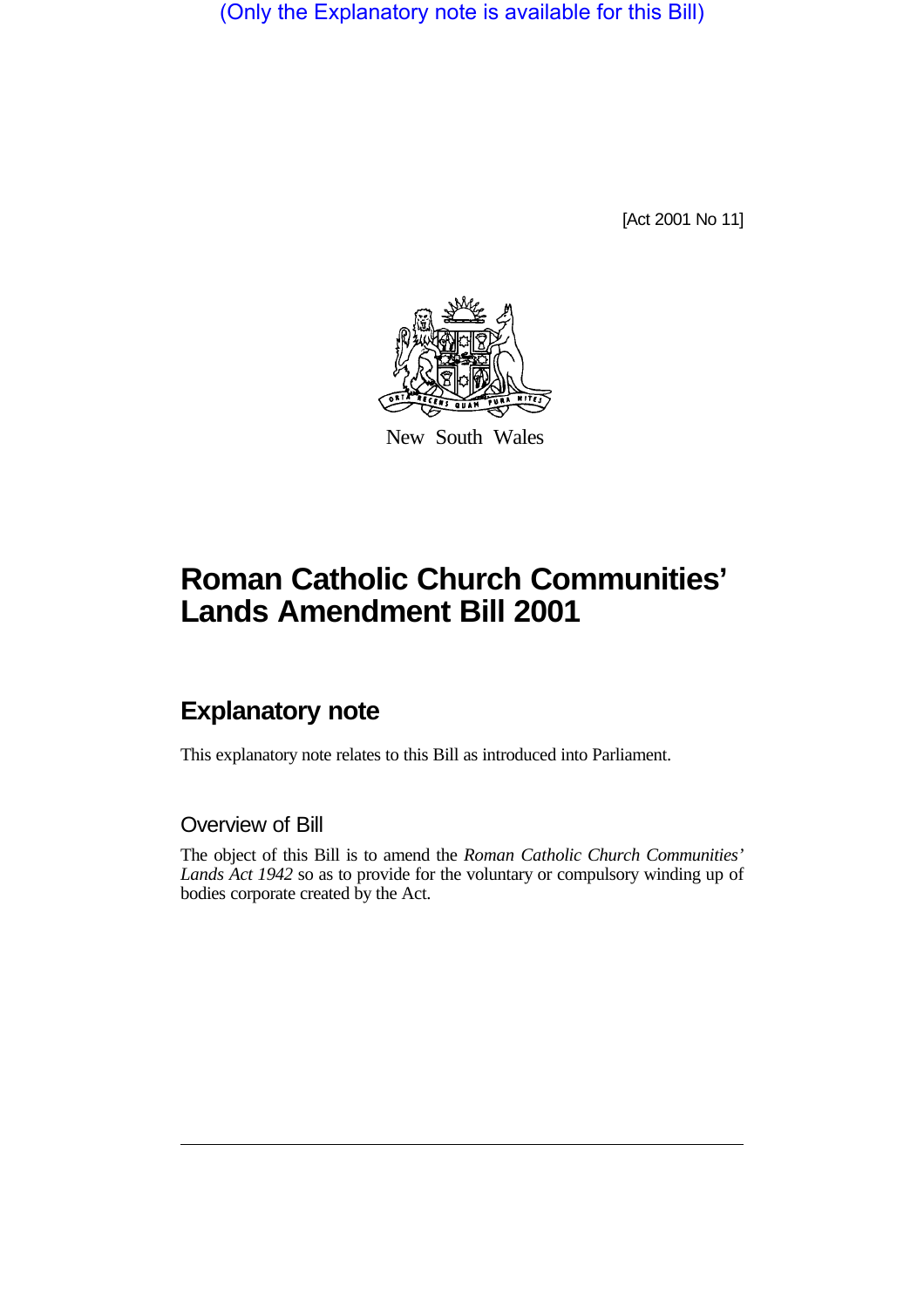(Only the Explanatory note is available for this Bill)

[Act 2001 No 11]

New South Wales

# Roman Catholic Church Communities' Lands Amendment Bill 2001

## Explanatory note

This explanatory note relates to this Bill as introduced into Parliament.

### Overview of Bill

The object of this Bill is to amend the *Roman Catholic Church Communities' Lands Act 1942* so as to provide for the voluntary or compulsory winding up of bodies corporate created by the Act.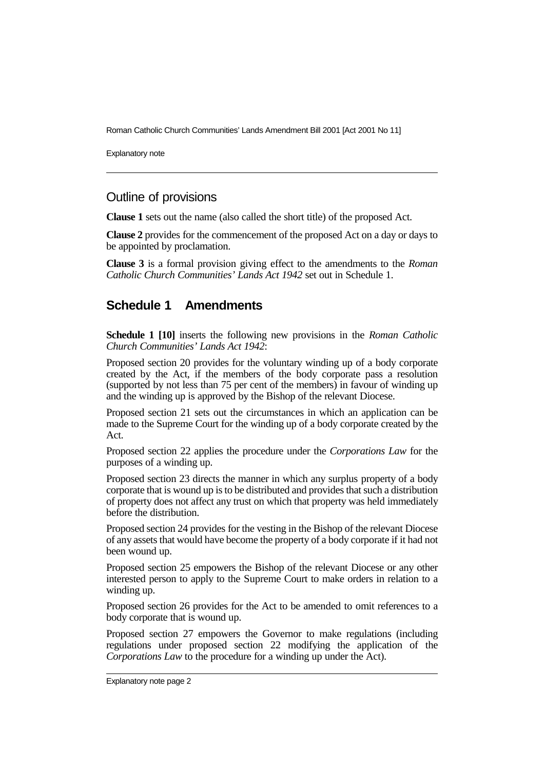## Outline of provisions

**Clause 1** sets out the name (also called the short title) of the proposed Act.

**Clause 2** provides for the commencement of the proposed Act on a day or days to be appointed by proclamation.

**Clause 3** is a formal provision giving effect to the amendments to the *Roman Catholic Church Communities' Lands Act 1942* set out in Schedule 1.

## Schedule 1 Amendments

**Schedule 1 [10]** inserts the following new provisions in the *Roman Catholic Church Communities' Lands Act 1942*:

Proposed section 20 provides for the voluntary winding up of a body corporate created by the Act, if the members of the body corporate pass a resolution (supported by not less than 75 per cent of the members) in favour of winding up and the winding up is approved by the Bishop of the relevant Diocese.

Proposed section 21 sets out the circumstances in which an application can be made to the Supreme Court for the winding up of a body corporate created by the Act.

Proposed section 22 applies the procedure under the *Corporations Law* for the purposes of a winding up.

Proposed section 23 directs the manner in which any surplus property of a body corporate that is wound up is to be distributed and provides that such a distribution of property does not affect any trust on which that property was held immediately before the distribution.

Proposed section 24 provides for the vesting in the Bishop of the relevant Diocese of any assets that would have become the property of a body corporate if it had not been wound up.

Proposed section 25 empowers the Bishop of the relevant Diocese or any other interested person to apply to the Supreme Court to make orders in relation to a winding up.

Proposed section 26 provides for the Act to be amended to omit references to a body corporate that is wound up.

Proposed section 27 empowers the Governor to make regulations (including regulations under proposed section 22 modifying the application of the *Corporations Law* to the procedure for a winding up under the Act).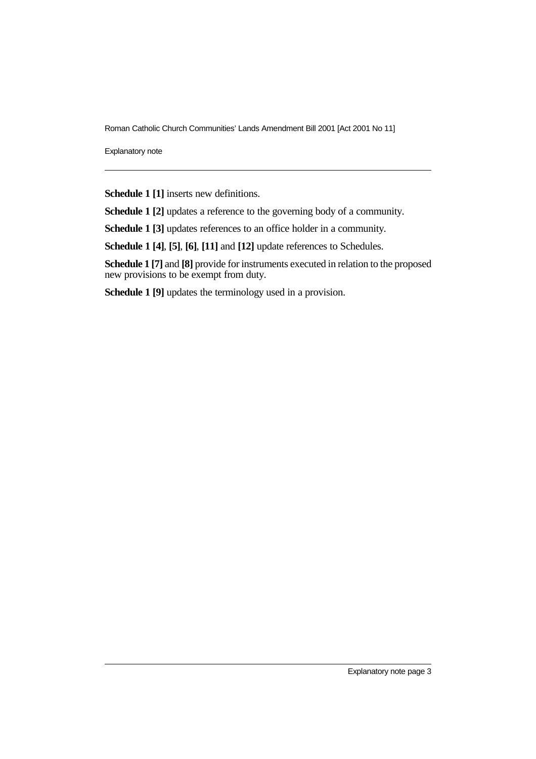**Schedule 1 [1]** inserts new definitions.

**Schedule 1 [2]** updates a reference to the governing body of a community.

**Schedule 1 [3]** updates references to an office holder in a community.

**Schedule 1 [4]**, **[5]**, **[6]**, **[11]** and **[12]** update references to Schedules.

**Schedule 1 [7]** and **[8]** provide for instruments executed in relation to the proposed new provisions to be exempt from duty.

**Schedule 1 [9]** updates the terminology used in a provision.